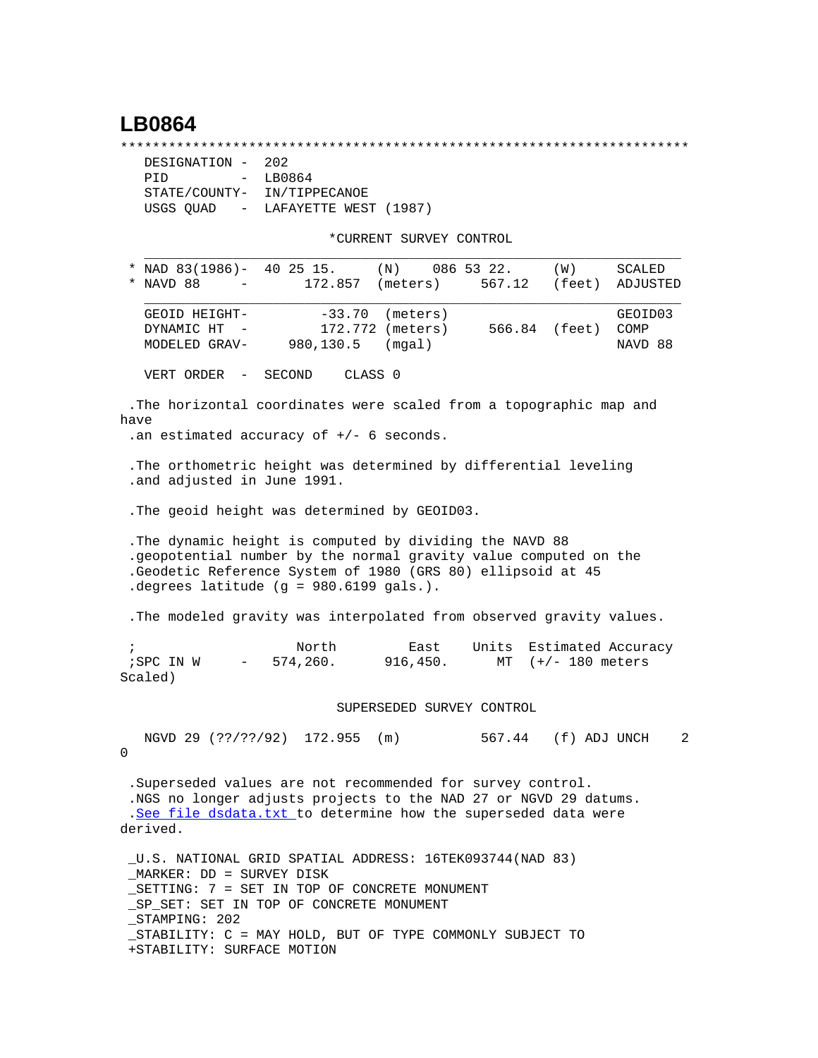# LB0864

```
***********************************************************************
   DESIGNATION -  202
   PID         -  LB0864
   STATE/COUNTY-  IN/TIPPECANOE
   USGS QUAD   -  LAFAYETTE WEST (1987)

                              *CURRENT SURVEY CONTROL
   ___________________________________________________________________
 * NAD 83(1986)-  40 25 15.     (N)    086 53 22.     (W)     SCALED
 * NAVD 88     -       172.857  (meters)     567.12   (feet)  ADJUSTED
   ___________________________________________________________________
   GEOID HEIGHT-         -33.70  (meters)                     GEOID03
   DYNAMIC HT  -         172.772 (meters)     566.84  (feet)  COMP
   MODELED GRAV-     980,130.5   (mgal)                       NAVD 88

   VERT ORDER  -  SECOND    CLASS 0

 .The horizontal coordinates were scaled from a topographic map and
have
 .an estimated accuracy of +/- 6 seconds.

 .The orthometric height was determined by differential leveling
 .and adjusted in June 1991.

 .The geoid height was determined by GEOID03.

 .The dynamic height is computed by dividing the NAVD 88
 .geopotential number by the normal gravity value computed on the
 .Geodetic Reference System of 1980 (GRS 80) ellipsoid at 45
 .degrees latitude (g = 980.6199 gals.).

 .The modeled gravity was interpolated from observed gravity values.

 ;                    North         East     Units  Estimated Accuracy
 ;SPC IN W     -   574,260.      916,450.      MT  (+/- 180 meters
Scaled)

                              SUPERSEDED SURVEY CONTROL

   NGVD 29 (??/??/92)  172.955  (m)          567.44   (f) ADJ UNCH    2
0

 .Superseded values are not recommended for survey control.
 .NGS no longer adjusts projects to the NAD 27 or NGVD 29 datums.
 .See file dsdata.txt to determine how the superseded data were
derived.

 _U.S. NATIONAL GRID SPATIAL ADDRESS: 16TEK093744(NAD 83)
 _MARKER: DD = SURVEY DISK
 _SETTING: 7 = SET IN TOP OF CONCRETE MONUMENT
 _SP_SET: SET IN TOP OF CONCRETE MONUMENT
 _STAMPING: 202
 _STABILITY: C = MAY HOLD, BUT OF TYPE COMMONLY SUBJECT TO
 +STABILITY: SURFACE MOTION
```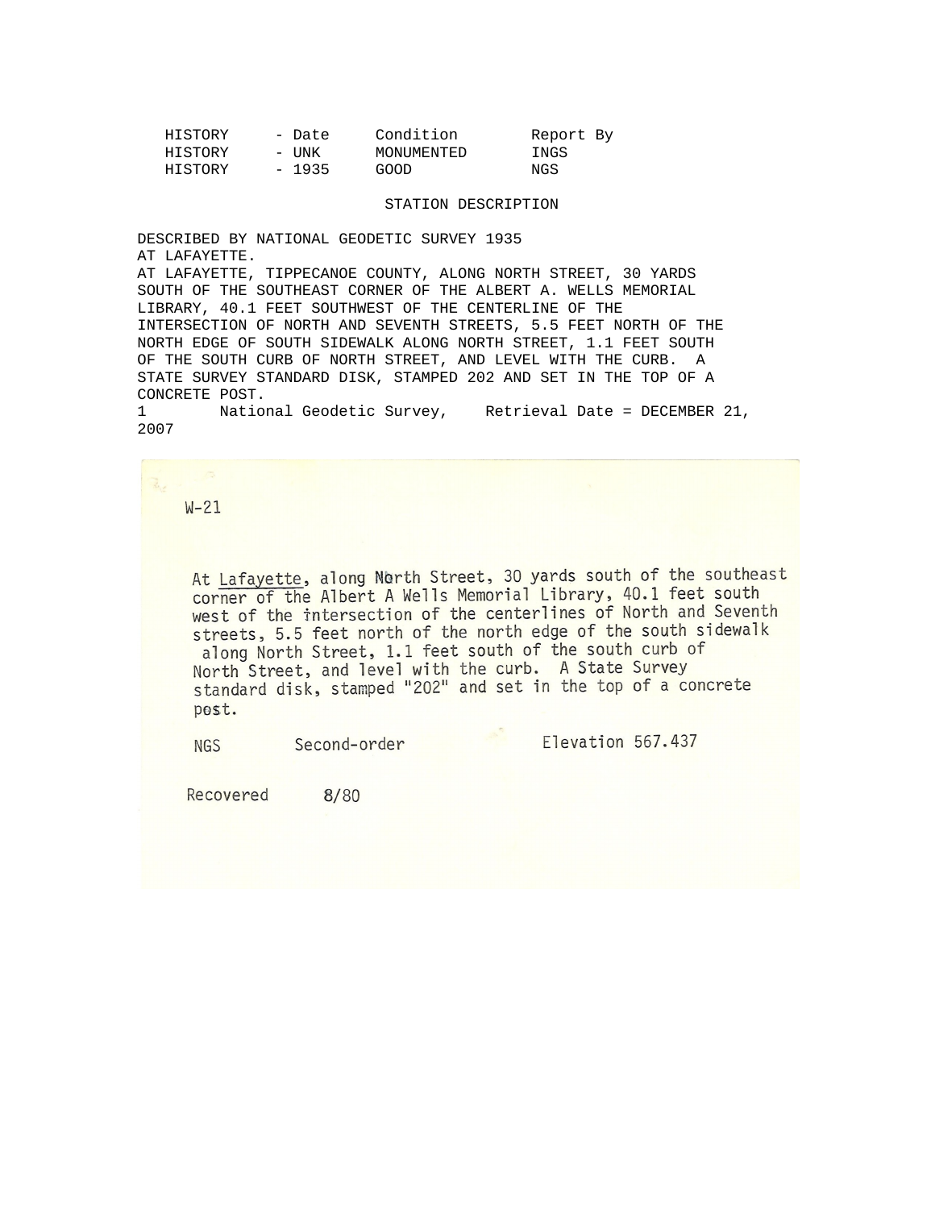| HISTORY | - Date | Condition | Report By |
|---|---|---|---|
| HISTORY | - UNK | MONUMENTED | INGS |
| HISTORY | - 1935 | GOOD | NGS |

STATION DESCRIPTION

DESCRIBED BY NATIONAL GEODETIC SURVEY 1935
AT LAFAYETTE.
AT LAFAYETTE, TIPPECANOE COUNTY, ALONG NORTH STREET, 30 YARDS SOUTH OF THE SOUTHEAST CORNER OF THE ALBERT A. WELLS MEMORIAL LIBRARY, 40.1 FEET SOUTHWEST OF THE CENTERLINE OF THE INTERSECTION OF NORTH AND SEVENTH STREETS, 5.5 FEET NORTH OF THE NORTH EDGE OF SOUTH SIDEWALK ALONG NORTH STREET, 1.1 FEET SOUTH OF THE SOUTH CURB OF NORTH STREET, AND LEVEL WITH THE CURB. A STATE SURVEY STANDARD DISK, STAMPED 202 AND SET IN THE TOP OF A CONCRETE POST.

1 National Geodetic Survey, Retrieval Date = DECEMBER 21, 2007

W-21

At Lafayette, along North Street, 30 yards south of the southeast corner of the Albert A Wells Memorial Library, 40.1 feet south west of the intersection of the centerlines of North and Seventh streets, 5.5 feet north of the north edge of the south sidewalk along North Street, 1.1 feet south of the south curb of North Street, and level with the curb. A State Survey standard disk, stamped "202" and set in the top of a concrete post.

NGS Second-order Elevation 567.437

Recovered 8/80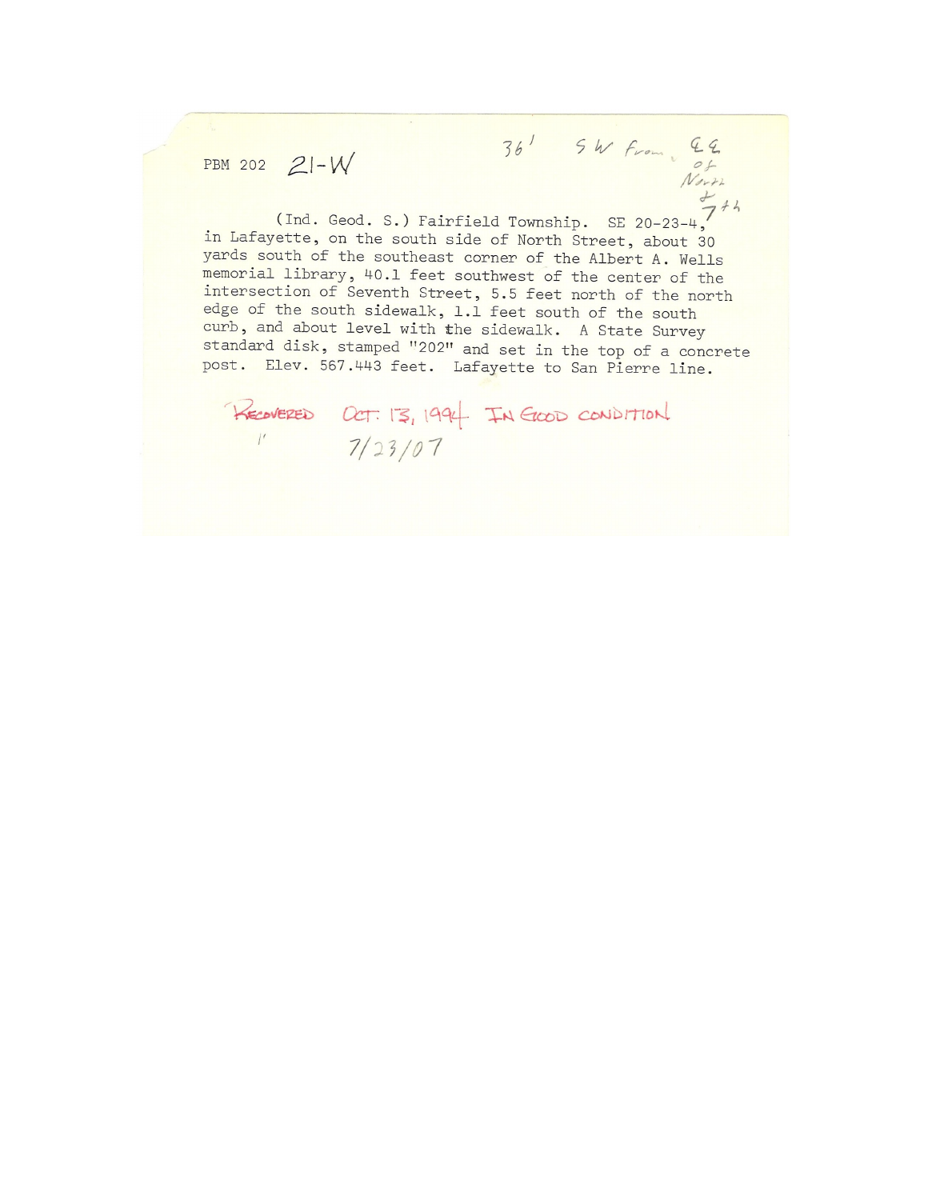PBM 202 21-W

36' SW from ℄ of North & 7th

(Ind. Geod. S.) Fairfield Township. SE 20-23-4, in Lafayette, on the south side of North Street, about 30 yards south of the southeast corner of the Albert A. Wells memorial library, 40.1 feet southwest of the center of the intersection of Seventh Street, 5.5 feet north of the north edge of the south sidewalk, 1.1 feet south of the south curb, and about level with the sidewalk. A State Survey standard disk, stamped "202" and set in the top of a concrete post. Elev. 567.443 feet. Lafayette to San Pierre line.

RECOVERED OCT. 13, 1994 IN GOOD CONDITION

" 7/23/07